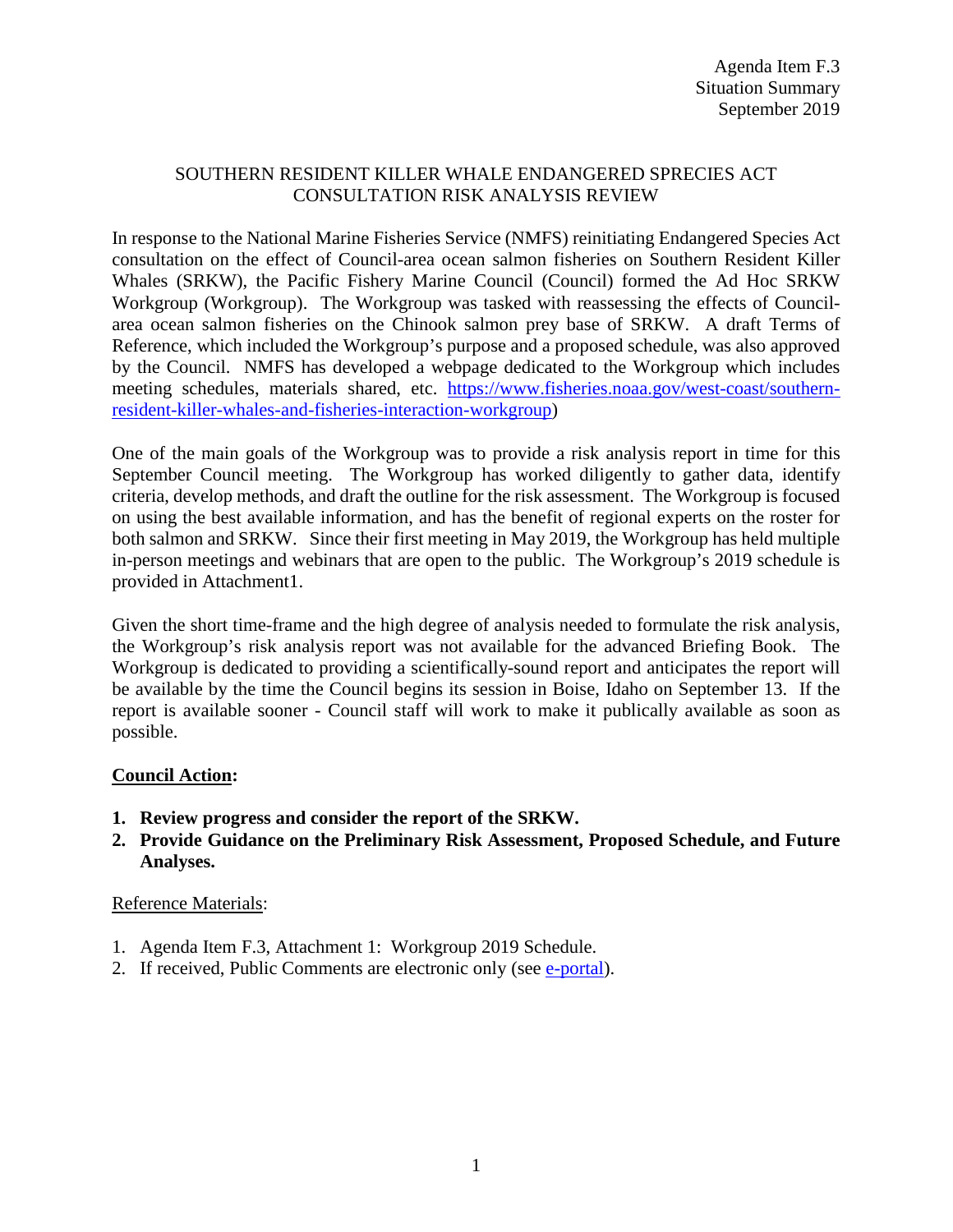Agenda Item F.3
Situation Summary
September 2019

# SOUTHERN RESIDENT KILLER WHALE ENDANGERED SPRECIES ACT CONSULTATION RISK ANALYSIS REVIEW

In response to the National Marine Fisheries Service (NMFS) reinitiating Endangered Species Act consultation on the effect of Council-area ocean salmon fisheries on Southern Resident Killer Whales (SRKW), the Pacific Fishery Marine Council (Council) formed the Ad Hoc SRKW Workgroup (Workgroup). The Workgroup was tasked with reassessing the effects of Council-area ocean salmon fisheries on the Chinook salmon prey base of SRKW. A draft Terms of Reference, which included the Workgroup's purpose and a proposed schedule, was also approved by the Council. NMFS has developed a webpage dedicated to the Workgroup which includes meeting schedules, materials shared, etc. [https://www.fisheries.noaa.gov/west-coast/southern-resident-killer-whales-and-fisheries-interaction-workgroup](https://www.fisheries.noaa.gov/west-coast/southern-resident-killer-whales-and-fisheries-interaction-workgroup))

One of the main goals of the Workgroup was to provide a risk analysis report in time for this September Council meeting. The Workgroup has worked diligently to gather data, identify criteria, develop methods, and draft the outline for the risk assessment. The Workgroup is focused on using the best available information, and has the benefit of regional experts on the roster for both salmon and SRKW. Since their first meeting in May 2019, the Workgroup has held multiple in-person meetings and webinars that are open to the public. The Workgroup's 2019 schedule is provided in Attachment1.

Given the short time-frame and the high degree of analysis needed to formulate the risk analysis, the Workgroup's risk analysis report was not available for the advanced Briefing Book. The Workgroup is dedicated to providing a scientifically-sound report and anticipates the report will be available by the time the Council begins its session in Boise, Idaho on September 13. If the report is available sooner - Council staff will work to make it publically available as soon as possible.

**Council Action:**

1. **Review progress and consider the report of the SRKW.**
2. **Provide Guidance on the Preliminary Risk Assessment, Proposed Schedule, and Future Analyses.**

Reference Materials:

1. Agenda Item F.3, Attachment 1: Workgroup 2019 Schedule.
2. If received, Public Comments are electronic only (see e-portal).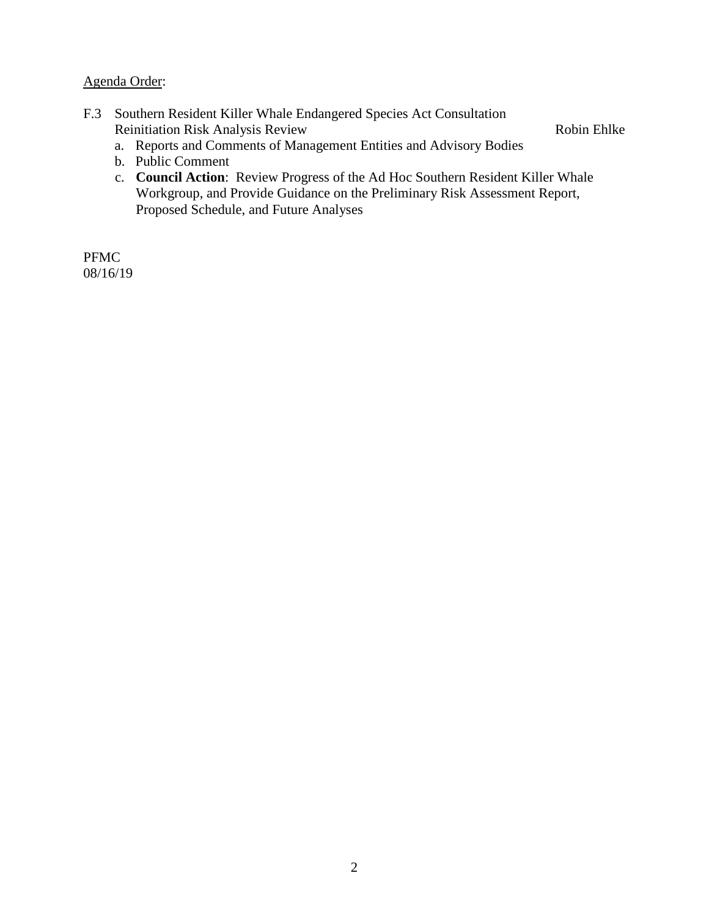<u>Agenda Order</u>:

F.3 Southern Resident Killer Whale Endangered Species Act Consultation Reinitiation Risk Analysis Review — Robin Ehlke

a. Reports and Comments of Management Entities and Advisory Bodies
b. Public Comment
c. **Council Action**: Review Progress of the Ad Hoc Southern Resident Killer Whale Workgroup, and Provide Guidance on the Preliminary Risk Assessment Report, Proposed Schedule, and Future Analyses

PFMC
08/16/19